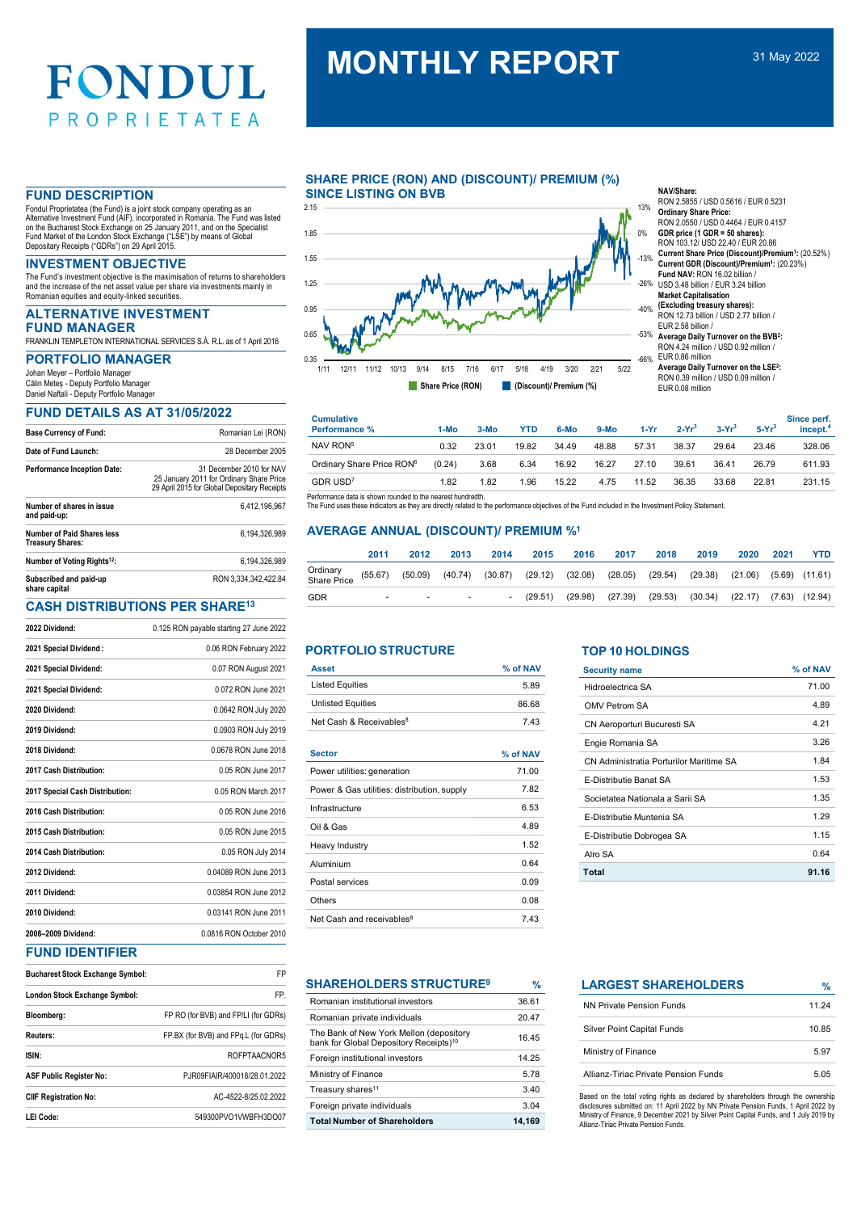# FONDUL PROPRIETATEA

# MONTHLY REPORT

31 May 2022

## FUND DESCRIPTION

Fondul Proprietatea (the Fund) is a joint stock company operating as an Alternative Investment Fund (AIF), incorporated in Romania. The Fund was listed on the Bucharest Stock Exchange on 25 January 2011, and on the Specialist Fund Market of the London Stock Exchange ("LSE") by means of Global Depositary Receipts ("GDRs") on 29 April 2015.

## INVESTMENT OBJECTIVE

The Fund's investment objective is the maximisation of returns to shareholders and the increase of the net asset value per share via investments mainly in Romanian equities and equity-linked securities.

## ALTERNATIVE INVESTMENT FUND MANAGER

FRANKLIN TEMPLETON INTERNATIONAL SERVICES S.À. R.L. as of 1 April 2016

## PORTFOLIO MANAGER

Johan Meyer – Portfolio Manager
Călin Meteș - Deputy Portfolio Manager
Daniel Naftali - Deputy Portfolio Manager

## FUND DETAILS AS AT 31/05/2022

| | |
|---|---|
| **Base Currency of Fund:** | Romanian Lei (RON) |
| **Date of Fund Launch:** | 28 December 2005 |
| **Performance Inception Date:** | 31 December 2010 for NAV<br>25 January 2011 for Ordinary Share Price<br>29 April 2015 for Global Depositary Receipts |
| **Number of shares in issue and paid-up:** | 6,412,196,967 |
| **Number of Paid Shares less Treasury Shares:** | 6,194,326,989 |
| **Number of Voting Rights[12]:** | 6,194,326,989 |
| **Subscribed and paid-up share capital** | RON 3,334,342,422.84 |

## CASH DISTRIBUTIONS PER SHARE[13]

| | |
|---|---|
| **2022 Dividend:** | 0.125 RON payable starting 27 June 2022 |
| **2021 Special Dividend :** | 0.06 RON February 2022 |
| **2021 Special Dividend:** | 0.07 RON August 2021 |
| **2021 Special Dividend:** | 0.072 RON June 2021 |
| **2020 Dividend:** | 0.0642 RON July 2020 |
| **2019 Dividend:** | 0.0903 RON July 2019 |
| **2018 Dividend:** | 0.0678 RON June 2018 |
| **2017 Cash Distribution:** | 0.05 RON June 2017 |
| **2017 Special Cash Distribution:** | 0.05 RON March 2017 |
| **2016 Cash Distribution:** | 0.05 RON June 2016 |
| **2015 Cash Distribution:** | 0.05 RON June 2015 |
| **2014 Cash Distribution:** | 0.05 RON July 2014 |
| **2012 Dividend:** | 0.04089 RON June 2013 |
| **2011 Dividend:** | 0.03854 RON June 2012 |
| **2010 Dividend:** | 0.03141 RON June 2011 |
| **2008–2009 Dividend:** | 0.0816 RON October 2010 |

## FUND IDENTIFIER

| | |
|---|---|
| **Bucharest Stock Exchange Symbol:** | FP |
| **London Stock Exchange Symbol:** | FP. |
| **Bloomberg:** | FP RO (for BVB) and FP/LI (for GDRs) |
| **Reuters:** | FP.BX (for BVB) and FPq.L (for GDRs) |
| **ISIN:** | ROFPTAACNOR5 |
| **ASF Public Register No:** | PJR09FIAIR/400018/28.01.2022 |
| **CIIF Registration No:** | AC-4522-8/25.02.2022 |
| **LEI Code:** | 549300PVO1VWBFH3DO07 |

## SHARE PRICE (RON) AND (DISCOUNT)/ PREMIUM (%) SINCE LISTING ON BVB

Share Price (RON) | (Discount)/ Premium (%)

**NAV/Share:**
RON 2.5855 / USD 0.5616 / EUR 0.5231

**Ordinary Share Price:**
RON 2.0550 / USD 0.4464 / EUR 0.4157

**GDR price (1 GDR = 50 shares):**
RON 103.12/ USD 22.40 / EUR 20.86

**Current Share Price (Discount)/Premium[1]:** (20.52%)

**Current GDR (Discount)/Premium[1]:** (20.23%)

**Fund NAV:** RON 16.02 billion / USD 3.48 billion / EUR 3.24 billion

**Market Capitalisation (Excluding treasury shares):**
RON 12.73 billion / USD 2.77 billion / EUR 2.58 billion /

**Average Daily Turnover on the BVB[2]:**
RON 4.24 million / USD 0.92 million / EUR 0.86 million

**Average Daily Turnover on the LSE[2]:**
RON 0.39 million / USD 0.09 million / EUR 0.08 million

| Cumulative Performance % | 1-Mo | 3-Mo | YTD | 6-Mo | 9-Mo | 1-Yr | 2-Yr[3] | 3-Yr[3] | 5-Yr[3] | Since perf. incept.[4] |
|---|---|---|---|---|---|---|---|---|---|---|
| NAV RON[5] | 0.32 | 23.01 | 19.82 | 34.49 | 48.88 | 57.31 | 38.37 | 29.64 | 23.46 | 328.06 |
| Ordinary Share Price RON[6] | (0.24) | 3.68 | 6.34 | 16.92 | 16.27 | 27.10 | 39.61 | 36.41 | 26.79 | 611.93 |
| GDR USD[7] | 1.82 | 1.82 | 1.96 | 15.22 | 4.75 | 11.52 | 36.35 | 33.68 | 22.81 | 231.15 |

Performance data is shown rounded to the nearest hundredth.
The Fund uses these indicators as they are directly related to the performance objectives of the Fund included in the Investment Policy Statement.

## AVERAGE ANNUAL (DISCOUNT)/ PREMIUM %[1]

| | 2011 | 2012 | 2013 | 2014 | 2015 | 2016 | 2017 | 2018 | 2019 | 2020 | 2021 | YTD |
|---|---|---|---|---|---|---|---|---|---|---|---|---|
| Ordinary Share Price | (55.67) | (50.09) | (40.74) | (30.87) | (29.12) | (32.08) | (28.05) | (29.54) | (29.38) | (21.06) | (5.69) | (11.61) |
| GDR | - | - | - | - | (29.51) | (29.98) | (27.39) | (29.53) | (30.34) | (22.17) | (7.63) | (12.94) |

## PORTFOLIO STRUCTURE

| Asset | % of NAV |
|---|---|
| Listed Equities | 5.89 |
| Unlisted Equities | 86.68 |
| Net Cash & Receivables[8] | 7.43 |

| Sector | % of NAV |
|---|---|
| Power utilities: generation | 71.00 |
| Power & Gas utilities: distribution, supply | 7.82 |
| Infrastructure | 6.53 |
| Oil & Gas | 4.89 |
| Heavy Industry | 1.52 |
| Aluminium | 0.64 |
| Postal services | 0.09 |
| Others | 0.08 |
| Net Cash and receivables[8] | 7.43 |

## TOP 10 HOLDINGS

| Security name | % of NAV |
|---|---|
| Hidroelectrica SA | 71.00 |
| OMV Petrom SA | 4.89 |
| CN Aeroporturi Bucuresti SA | 4.21 |
| Engie Romania SA | 3.26 |
| CN Administratia Porturilor Maritime SA | 1.84 |
| E-Distributie Banat SA | 1.53 |
| Societatea Nationala a Sarii SA | 1.35 |
| E-Distributie Muntenia SA | 1.29 |
| E-Distributie Dobrogea SA | 1.15 |
| Alro SA | 0.64 |
| **Total** | **91.16** |

## SHAREHOLDERS STRUCTURE[9]

| | % |
|---|---|
| Romanian institutional investors | 36.61 |
| Romanian private individuals | 20.47 |
| The Bank of New York Mellon (depository bank for Global Depository Receipts)[10] | 16.45 |
| Foreign institutional investors | 14.25 |
| Ministry of Finance | 5.78 |
| Treasury shares[11] | 3.40 |
| Foreign private individuals | 3.04 |
| **Total Number of Shareholders** | **14,169** |

## LARGEST SHAREHOLDERS

| | % |
|---|---|
| NN Private Pension Funds | 11.24 |
| Silver Point Capital Funds | 10.85 |
| Ministry of Finance | 5.97 |
| Allianz-Tiriac Private Pension Funds | 5.05 |

Based on the total voting rights as declared by shareholders through the ownership disclosures submitted on: 11 April 2022 by NN Private Pension Funds, 1 April 2022 by Ministry of Finance, 9 December 2021 by Silver Point Capital Funds, and 1 July 2019 by Allianz-Tiriac Private Pension Funds.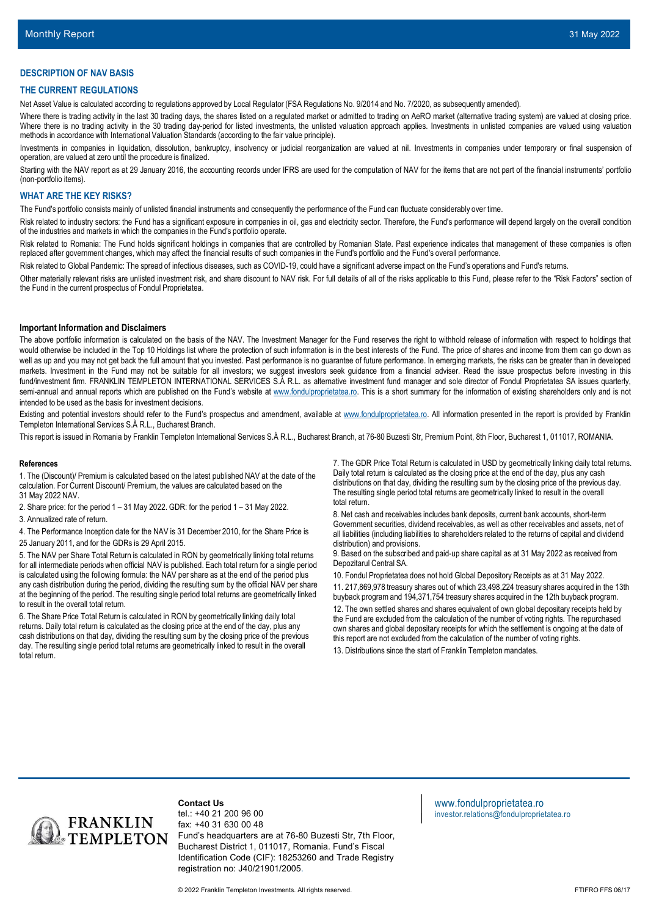## DESCRIPTION OF NAV BASIS

### THE CURRENT REGULATIONS

Net Asset Value is calculated according to regulations approved by Local Regulator (FSA Regulations No. 9/2014 and No. 7/2020, as subsequently amended).

Where there is trading activity in the last 30 trading days, the shares listed on a regulated market or admitted to trading on AeRO market (alternative trading system) are valued at closing price. Where there is no trading activity in the 30 trading day-period for listed investments, the unlisted valuation approach applies. Investments in unlisted companies are valued using valuation methods in accordance with International Valuation Standards (according to the fair value principle).

Investments in companies in liquidation, dissolution, bankruptcy, insolvency or judicial reorganization are valued at nil. Investments in companies under temporary or final suspension of operation, are valued at zero until the procedure is finalized.

Starting with the NAV report as at 29 January 2016, the accounting records under IFRS are used for the computation of NAV for the items that are not part of the financial instruments' portfolio (non-portfolio items).

### WHAT ARE THE KEY RISKS?

The Fund's portfolio consists mainly of unlisted financial instruments and consequently the performance of the Fund can fluctuate considerably over time.

Risk related to industry sectors: the Fund has a significant exposure in companies in oil, gas and electricity sector. Therefore, the Fund's performance will depend largely on the overall condition of the industries and markets in which the companies in the Fund's portfolio operate.

Risk related to Romania: The Fund holds significant holdings in companies that are controlled by Romanian State. Past experience indicates that management of these companies is often replaced after government changes, which may affect the financial results of such companies in the Fund's portfolio and the Fund's overall performance.

Risk related to Global Pandemic: The spread of infectious diseases, such as COVID-19, could have a significant adverse impact on the Fund's operations and Fund's returns.

Other materially relevant risks are unlisted investment risk, and share discount to NAV risk. For full details of all of the risks applicable to this Fund, please refer to the "Risk Factors" section of the Fund in the current prospectus of Fondul Proprietatea.

### Important Information and Disclaimers

The above portfolio information is calculated on the basis of the NAV. The Investment Manager for the Fund reserves the right to withhold release of information with respect to holdings that would otherwise be included in the Top 10 Holdings list where the protection of such information is in the best interests of the Fund. The price of shares and income from them can go down as well as up and you may not get back the full amount that you invested. Past performance is no guarantee of future performance. In emerging markets, the risks can be greater than in developed markets. Investment in the Fund may not be suitable for all investors; we suggest investors seek guidance from a financial adviser. Read the issue prospectus before investing in this fund/investment firm. FRANKLIN TEMPLETON INTERNATIONAL SERVICES S.À R.L. as alternative investment fund manager and sole director of Fondul Proprietatea SA issues quarterly, semi-annual and annual reports which are published on the Fund's website at www.fondulproprietatea.ro. This is a short summary for the information of existing shareholders only and is not intended to be used as the basis for investment decisions.

Existing and potential investors should refer to the Fund's prospectus and amendment, available at www.fondulproprietatea.ro. All information presented in the report is provided by Franklin Templeton International Services S.À R.L., Bucharest Branch.

This report is issued in Romania by Franklin Templeton International Services S.À R.L., Bucharest Branch, at 76-80 Buzesti Str, Premium Point, 8th Floor, Bucharest 1, 011017, ROMANIA.

#### References

1. The (Discount)/ Premium is calculated based on the latest published NAV at the date of the calculation. For Current Discount/ Premium, the values are calculated based on the 31 May 2022 NAV.
2. Share price: for the period 1 – 31 May 2022. GDR: for the period 1 – 31 May 2022.
3. Annualized rate of return.
4. The Performance Inception date for the NAV is 31 December 2010, for the Share Price is 25 January 2011, and for the GDRs is 29 April 2015.
5. The NAV per Share Total Return is calculated in RON by geometrically linking total returns for all intermediate periods when official NAV is published. Each total return for a single period is calculated using the following formula: the NAV per share as at the end of the period plus any cash distribution during the period, dividing the resulting sum by the official NAV per share at the beginning of the period. The resulting single period total returns are geometrically linked to result in the overall total return.
6. The Share Price Total Return is calculated in RON by geometrically linking daily total returns. Daily total return is calculated as the closing price at the end of the day, plus any cash distributions on that day, dividing the resulting sum by the closing price of the previous day. The resulting single period total returns are geometrically linked to result in the overall total return.
7. The GDR Price Total Return is calculated in USD by geometrically linking daily total returns. Daily total return is calculated as the closing price at the end of the day, plus any cash distributions on that day, dividing the resulting sum by the closing price of the previous day. The resulting single period total returns are geometrically linked to result in the overall total return.
8. Net cash and receivables includes bank deposits, current bank accounts, short-term Government securities, dividend receivables, as well as other receivables and assets, net of all liabilities (including liabilities to shareholders related to the returns of capital and dividend distribution) and provisions.
9. Based on the subscribed and paid-up share capital as at 31 May 2022 as received from Depozitarul Central SA.
10. Fondul Proprietatea does not hold Global Depository Receipts as at 31 May 2022.
11. 217,869,978 treasury shares out of which 23,498,224 treasury shares acquired in the 13th buyback program and 194,371,754 treasury shares acquired in the 12th buyback program.
12. The own settled shares and shares equivalent of own global depositary receipts held by the Fund are excluded from the calculation of the number of voting rights. The repurchased own shares and global depositary receipts for which the settlement is ongoing at the date of this report are not excluded from the calculation of the number of voting rights.
13. Distributions since the start of Franklin Templeton mandates.

**Contact Us**
tel.: +40 21 200 96 00
fax: +40 31 630 00 48
Fund's headquarters are at 76-80 Buzesti Str, 7th Floor, Bucharest District 1, 011017, Romania. Fund's Fiscal Identification Code (CIF): 18253260 and Trade Registry registration no: J40/21901/2005.

www.fondulproprietatea.ro
investor.relations@fondulproprietatea.ro

© 2022 Franklin Templeton Investments. All rights reserved.